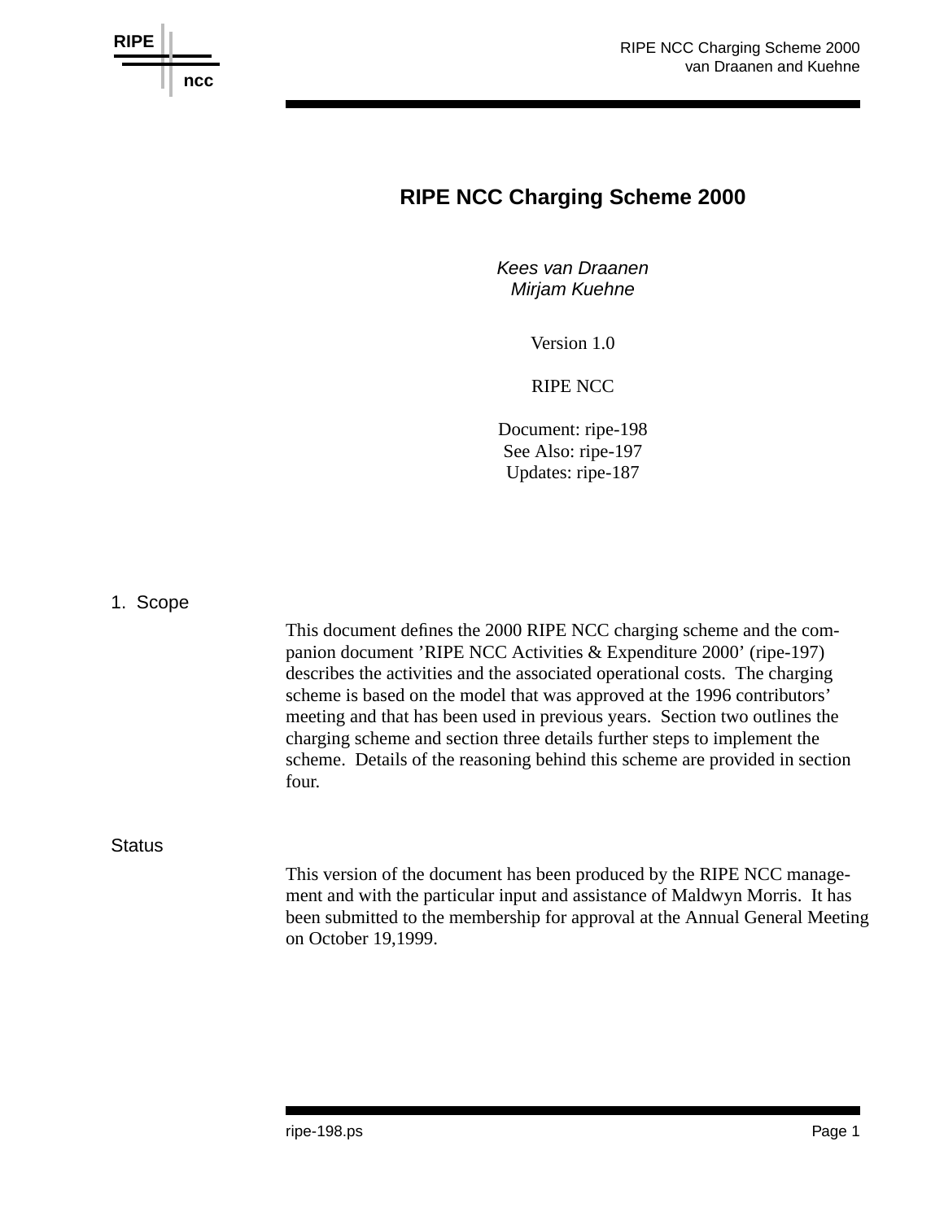# RIPE NCC Charging Scheme 2000

*Kees van Draanen*
*Mirjam Kuehne*

Version 1.0

RIPE NCC

Document: ripe-198
See Also: ripe-197
Updates: ripe-187

## 1. Scope

This document defines the 2000 RIPE NCC charging scheme and the companion document 'RIPE NCC Activities & Expenditure 2000' (ripe-197) describes the activities and the associated operational costs. The charging scheme is based on the model that was approved at the 1996 contributors' meeting and that has been used in previous years. Section two outlines the charging scheme and section three details further steps to implement the scheme. Details of the reasoning behind this scheme are provided in section four.

## Status

This version of the document has been produced by the RIPE NCC management and with the particular input and assistance of Maldwyn Morris. It has been submitted to the membership for approval at the Annual General Meeting on October 19,1999.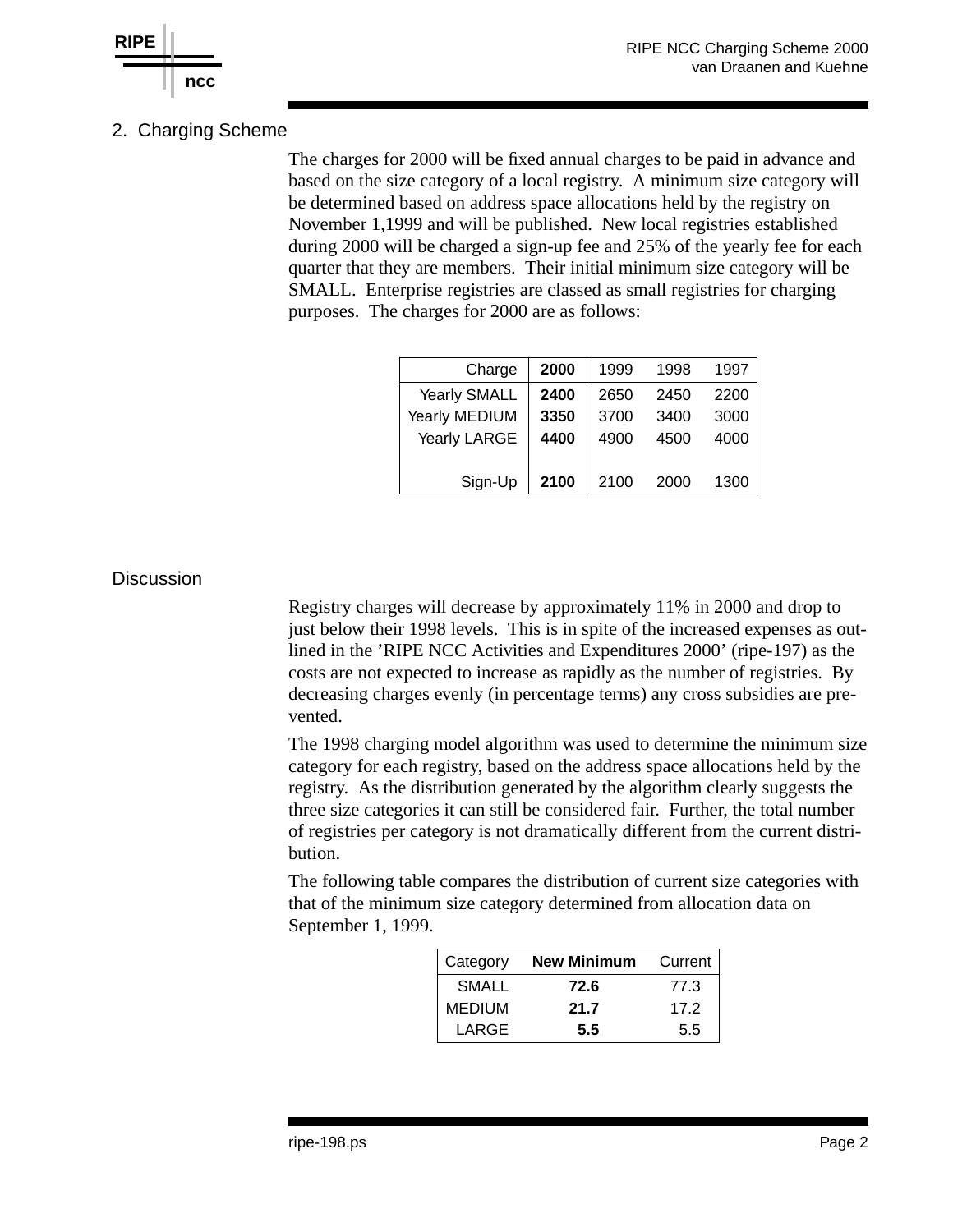## 2. Charging Scheme

The charges for 2000 will be fixed annual charges to be paid in advance and based on the size category of a local registry. A minimum size category will be determined based on address space allocations held by the registry on November 1,1999 and will be published. New local registries established during 2000 will be charged a sign-up fee and 25% of the yearly fee for each quarter that they are members. Their initial minimum size category will be SMALL. Enterprise registries are classed as small registries for charging purposes. The charges for 2000 are as follows:

| Charge | **2000** | 1999 | 1998 | 1997 |
|---|---|---|---|---|
| Yearly SMALL | **2400** | 2650 | 2450 | 2200 |
| Yearly MEDIUM | **3350** | 3700 | 3400 | 3000 |
| Yearly LARGE | **4400** | 4900 | 4500 | 4000 |
| Sign-Up | **2100** | 2100 | 2000 | 1300 |

## Discussion

Registry charges will decrease by approximately 11% in 2000 and drop to just below their 1998 levels. This is in spite of the increased expenses as outlined in the 'RIPE NCC Activities and Expenditures 2000' (ripe-197) as the costs are not expected to increase as rapidly as the number of registries. By decreasing charges evenly (in percentage terms) any cross subsidies are prevented.

The 1998 charging model algorithm was used to determine the minimum size category for each registry, based on the address space allocations held by the registry. As the distribution generated by the algorithm clearly suggests the three size categories it can still be considered fair. Further, the total number of registries per category is not dramatically different from the current distribution.

The following table compares the distribution of current size categories with that of the minimum size category determined from allocation data on September 1, 1999.

| Category | **New Minimum** | Current |
|---|---|---|
| SMALL | **72.6** | 77.3 |
| MEDIUM | **21.7** | 17.2 |
| LARGE | **5.5** | 5.5 |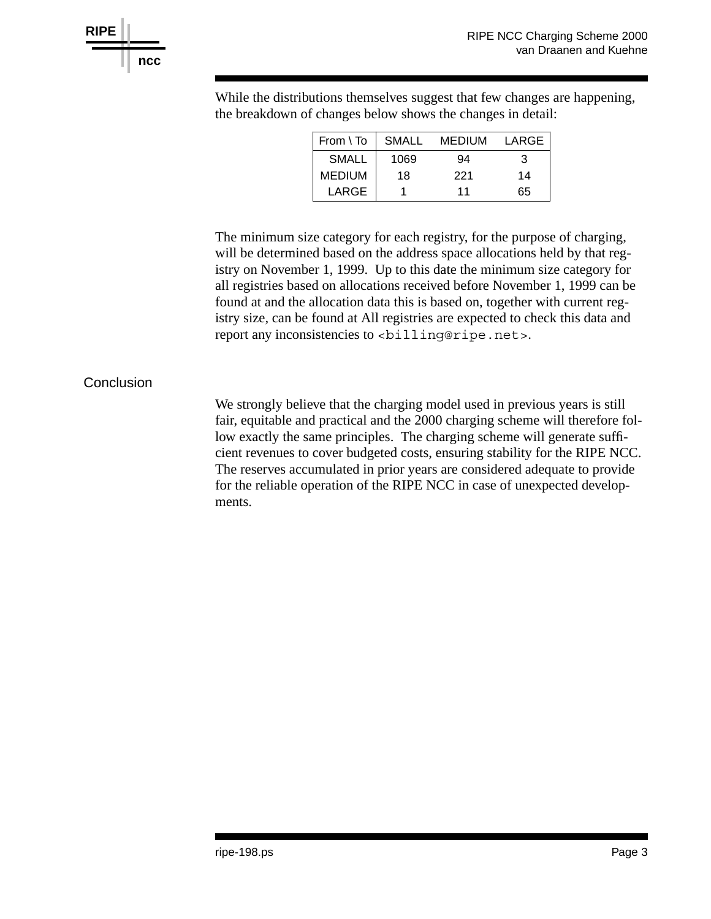While the distributions themselves suggest that few changes are happening, the breakdown of changes below shows the changes in detail:

| From \ To | SMALL | MEDIUM | LARGE |
|---|---|---|---|
| SMALL | 1069 | 94 | 3 |
| MEDIUM | 18 | 221 | 14 |
| LARGE | 1 | 11 | 65 |

The minimum size category for each registry, for the purpose of charging, will be determined based on the address space allocations held by that registry on November 1, 1999. Up to this date the minimum size category for all registries based on allocations received before November 1, 1999 can be found at and the allocation data this is based on, together with current registry size, can be found at All registries are expected to check this data and report any inconsistencies to `<billing@ripe.net>`.

## Conclusion

We strongly believe that the charging model used in previous years is still fair, equitable and practical and the 2000 charging scheme will therefore follow exactly the same principles. The charging scheme will generate sufficient revenues to cover budgeted costs, ensuring stability for the RIPE NCC. The reserves accumulated in prior years are considered adequate to provide for the reliable operation of the RIPE NCC in case of unexpected developments.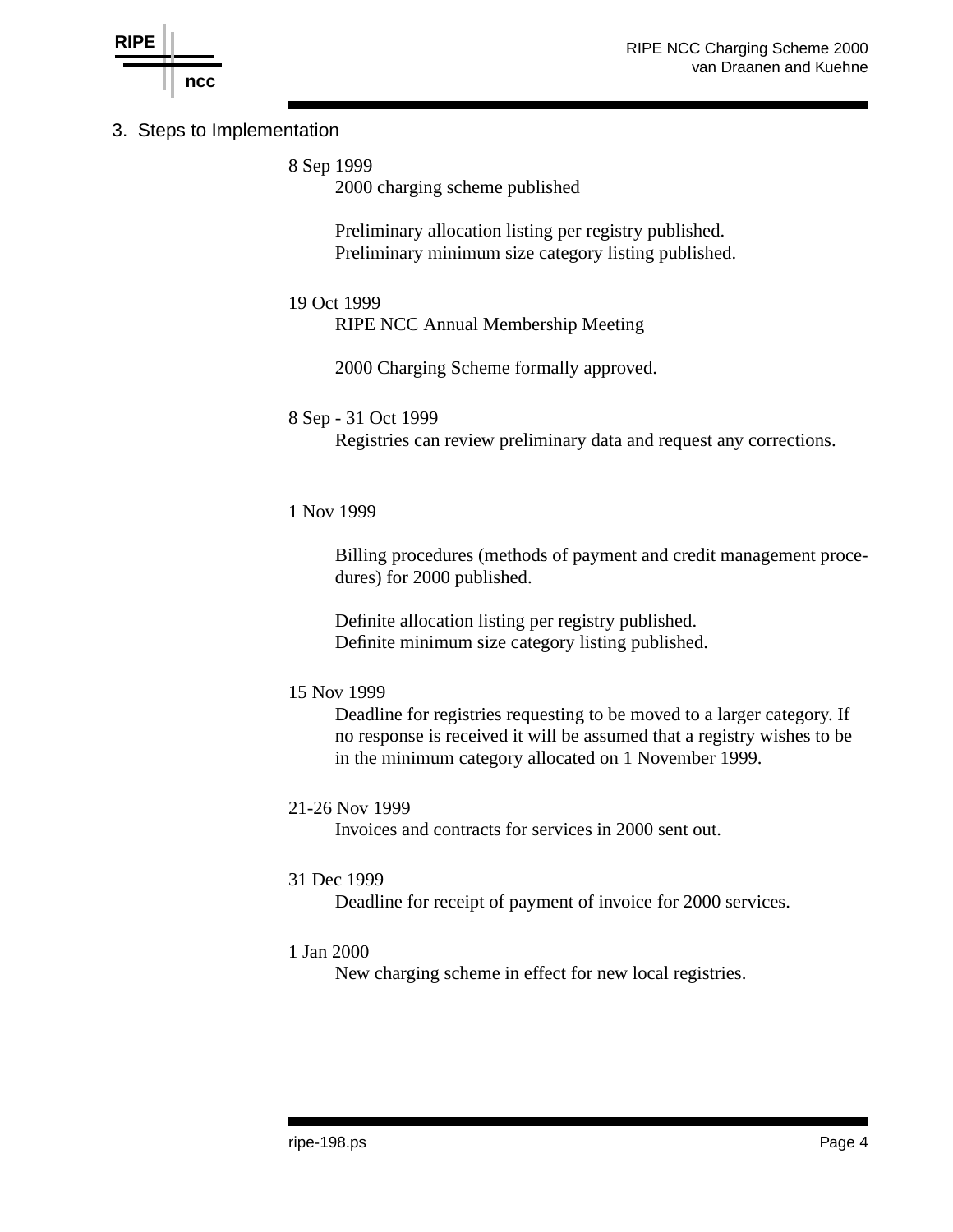## 3. Steps to Implementation

8 Sep 1999

2000 charging scheme published

Preliminary allocation listing per registry published.
Preliminary minimum size category listing published.

19 Oct 1999

RIPE NCC Annual Membership Meeting

2000 Charging Scheme formally approved.

8 Sep - 31 Oct 1999

Registries can review preliminary data and request any corrections.

1 Nov 1999

Billing procedures (methods of payment and credit management procedures) for 2000 published.

Definite allocation listing per registry published.
Definite minimum size category listing published.

15 Nov 1999

Deadline for registries requesting to be moved to a larger category. If no response is received it will be assumed that a registry wishes to be in the minimum category allocated on 1 November 1999.

21-26 Nov 1999

Invoices and contracts for services in 2000 sent out.

31 Dec 1999

Deadline for receipt of payment of invoice for 2000 services.

1 Jan 2000

New charging scheme in effect for new local registries.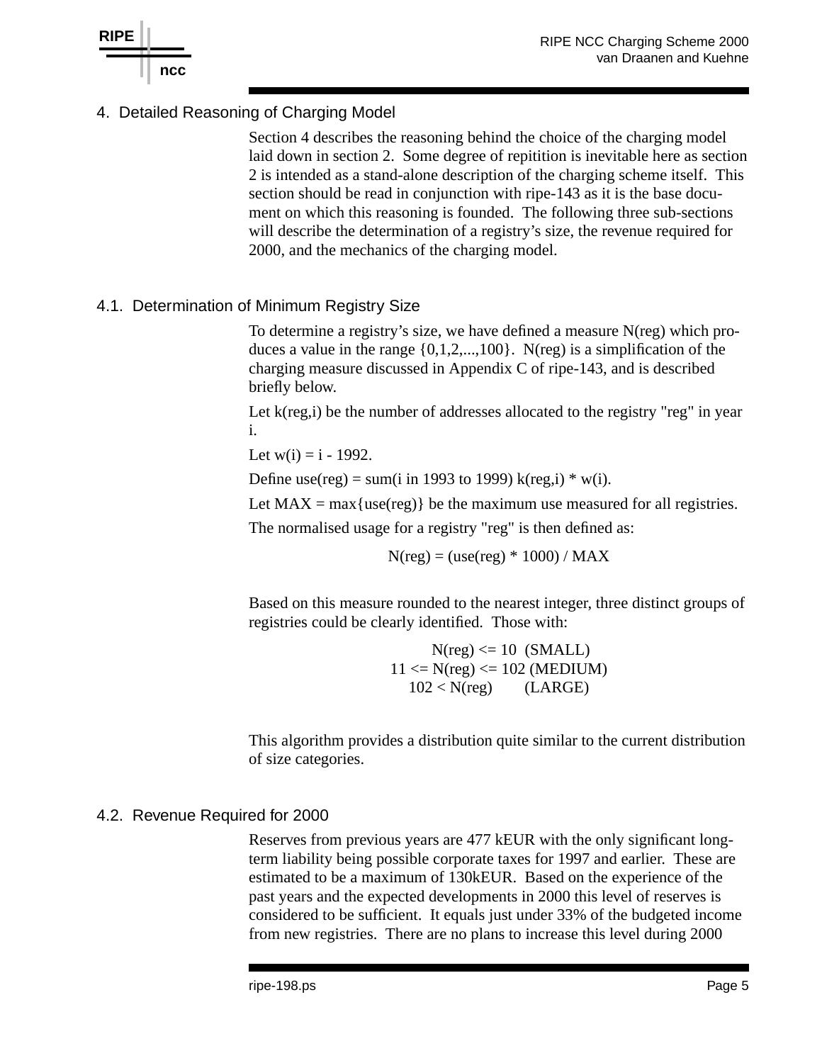## 4. Detailed Reasoning of Charging Model

Section 4 describes the reasoning behind the choice of the charging model laid down in section 2. Some degree of repitition is inevitable here as section 2 is intended as a stand-alone description of the charging scheme itself. This section should be read in conjunction with ripe-143 as it is the base document on which this reasoning is founded. The following three sub-sections will describe the determination of a registry's size, the revenue required for 2000, and the mechanics of the charging model.

### 4.1. Determination of Minimum Registry Size

To determine a registry's size, we have defined a measure N(reg) which produces a value in the range {0,1,2,...,100}. N(reg) is a simplification of the charging measure discussed in Appendix C of ripe-143, and is described briefly below.

Let k(reg,i) be the number of addresses allocated to the registry "reg" in year i.

Let w(i) = i - 1992.

Define use(reg) = sum(i in 1993 to 1999) k(reg,i) * w(i).

Let MAX = max{use(reg)} be the maximum use measured for all registries.

The normalised usage for a registry "reg" is then defined as:

N(reg) = (use(reg) * 1000) / MAX

Based on this measure rounded to the nearest integer, three distinct groups of registries could be clearly identified. Those with:

```
      N(reg) <= 10  (SMALL)
11 <= N(reg) <= 102 (MEDIUM)
102 < N(reg)        (LARGE)
```

This algorithm provides a distribution quite similar to the current distribution of size categories.

### 4.2. Revenue Required for 2000

Reserves from previous years are 477 kEUR with the only significant long-term liability being possible corporate taxes for 1997 and earlier. These are estimated to be a maximum of 130kEUR. Based on the experience of the past years and the expected developments in 2000 this level of reserves is considered to be sufficient. It equals just under 33% of the budgeted income from new registries. There are no plans to increase this level during 2000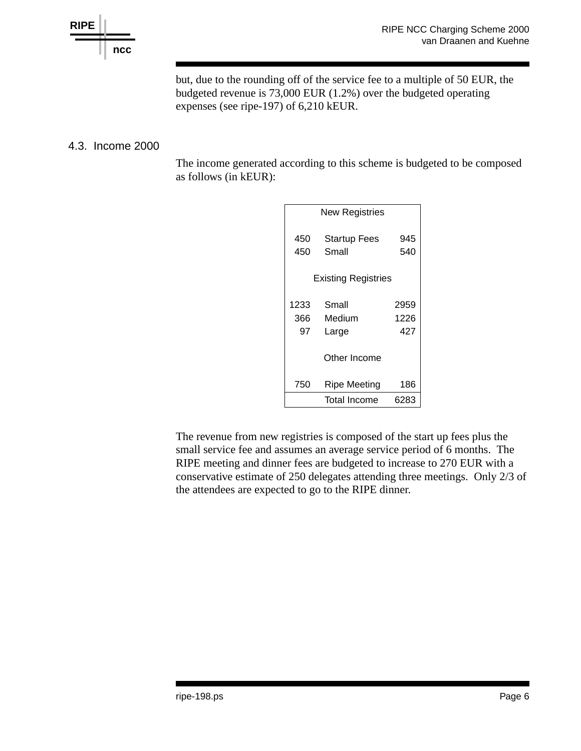but, due to the rounding off of the service fee to a multiple of 50 EUR, the budgeted revenue is 73,000 EUR (1.2%) over the budgeted operating expenses (see ripe-197) of 6,210 kEUR.

## 4.3. Income 2000

The income generated according to this scheme is budgeted to be composed as follows (in kEUR):

| | New Registries | |
|---|---|---|
| 450 | Startup Fees | 945 |
| 450 | Small | 540 |
| | **Existing Registries** | |
| 1233 | Small | 2959 |
| 366 | Medium | 1226 |
| 97 | Large | 427 |
| | **Other Income** | |
| 750 | Ripe Meeting | 186 |
| | Total Income | 6283 |

The revenue from new registries is composed of the start up fees plus the small service fee and assumes an average service period of 6 months. The RIPE meeting and dinner fees are budgeted to increase to 270 EUR with a conservative estimate of 250 delegates attending three meetings. Only 2/3 of the attendees are expected to go to the RIPE dinner.